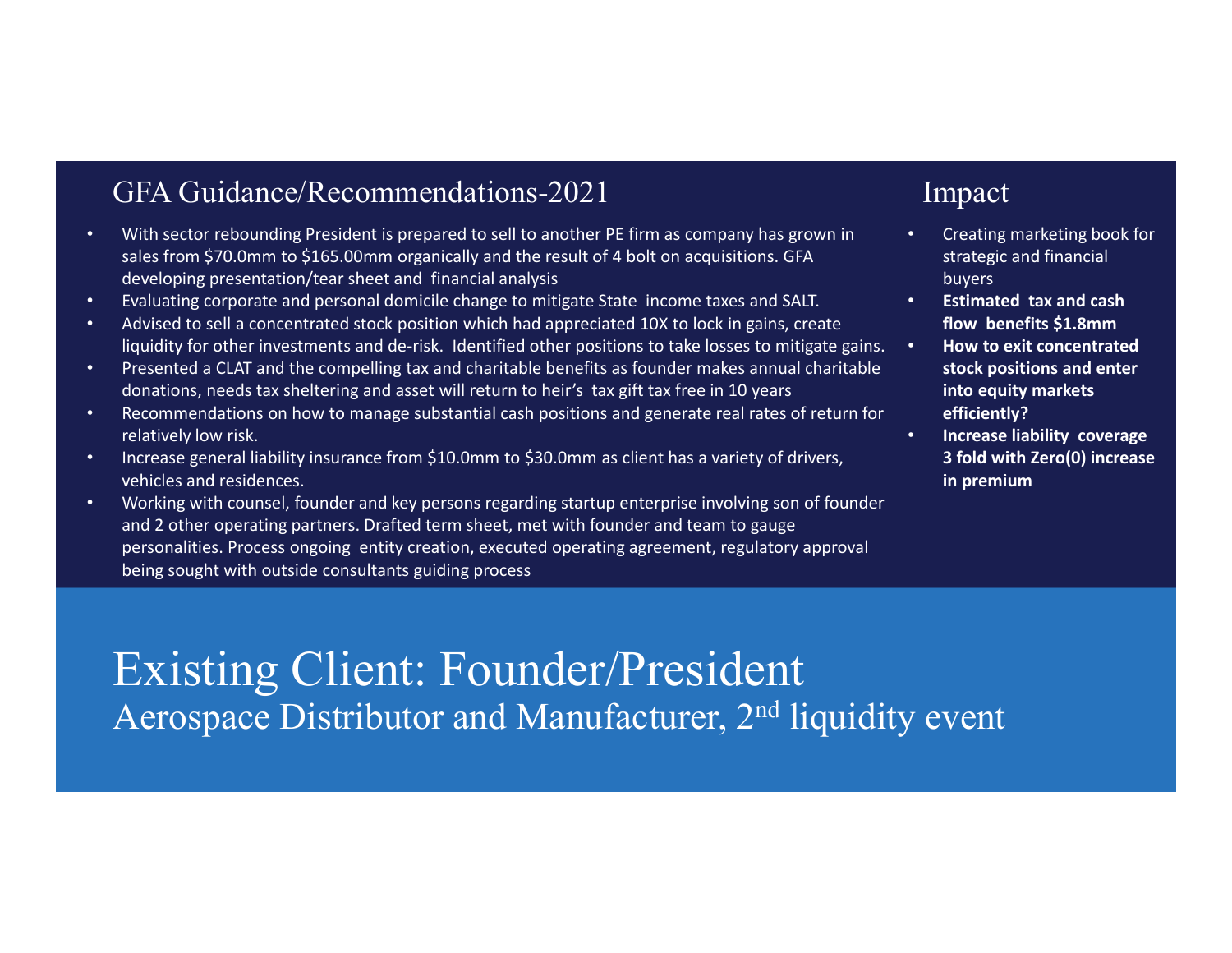## GFA Guidance/Recommendations-2021

- With sector rebounding President is prepared to sell to another PE firm as company has grown in sales from $70.0mm to $165.00mm organically and the result of 4 bolt on acquisitions. GFA developing presentation/tear sheet and financial analysis
- Evaluating corporate and personal domicile change to mitigate State income taxes and SALT.
- Advised to sell a concentrated stock position which had appreciated 10X to lock in gains, create liquidity for other investments and de-risk. Identified other positions to take losses to mitigate gains.
- Presented a CLAT and the compelling tax and charitable benefits as founder makes annual charitable donations, needs tax sheltering and asset will return to heir's tax gift tax free in 10 years
- Recommendations on how to manage substantial cash positions and generate real rates of return for relatively low risk.
- Increase general liability insurance from $10.0mm to $30.0mm as client has a variety of drivers, vehicles and residences.
- Working with counsel, founder and key persons regarding startup enterprise involving son of founder and 2 other operating partners. Drafted term sheet, met with founder and team to gauge personalities. Process ongoing entity creation, executed operating agreement, regulatory approval being sought with outside consultants guiding process

## Impact

- Creating marketing book for strategic and financial buyers
- **Estimated tax and cash flow benefits $1.8mm**
- **How to exit concentrated stock positions and enter into equity markets efficiently?**
- **Increase liability coverage 3 fold with Zero(0) increase in premium**

# Existing Client: Founder/President

Aerospace Distributor and Manufacturer, 2nd liquidity event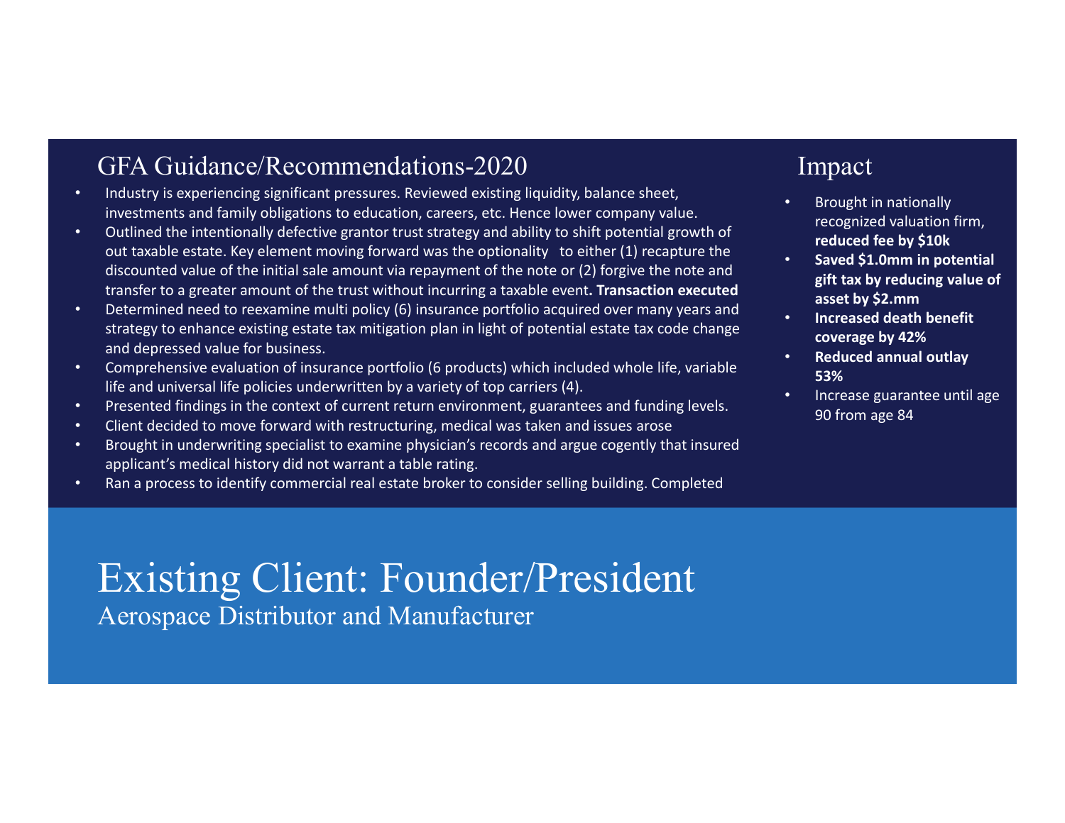## GFA Guidance/Recommendations-2020

- Industry is experiencing significant pressures. Reviewed existing liquidity, balance sheet, investments and family obligations to education, careers, etc. Hence lower company value.
- Outlined the intentionally defective grantor trust strategy and ability to shift potential growth of out taxable estate. Key element moving forward was the optionality to either (1) recapture the discounted value of the initial sale amount via repayment of the note or (2) forgive the note and transfer to a greater amount of the trust without incurring a taxable event**. Transaction executed**
- Determined need to reexamine multi policy (6) insurance portfolio acquired over many years and strategy to enhance existing estate tax mitigation plan in light of potential estate tax code change and depressed value for business.
- Comprehensive evaluation of insurance portfolio (6 products) which included whole life, variable life and universal life policies underwritten by a variety of top carriers (4).
- Presented findings in the context of current return environment, guarantees and funding levels.
- Client decided to move forward with restructuring, medical was taken and issues arose
- Brought in underwriting specialist to examine physician's records and argue cogently that insured applicant's medical history did not warrant a table rating.
- Ran a process to identify commercial real estate broker to consider selling building. Completed

## Impact

- Brought in nationally recognized valuation firm, **reduced fee by $10k**
- **Saved $1.0mm in potential gift tax by reducing value of asset by $2.mm**
- **Increased death benefit coverage by 42%**
- **Reduced annual outlay 53%**
- Increase guarantee until age 90 from age 84

# Existing Client: Founder/President

Aerospace Distributor and Manufacturer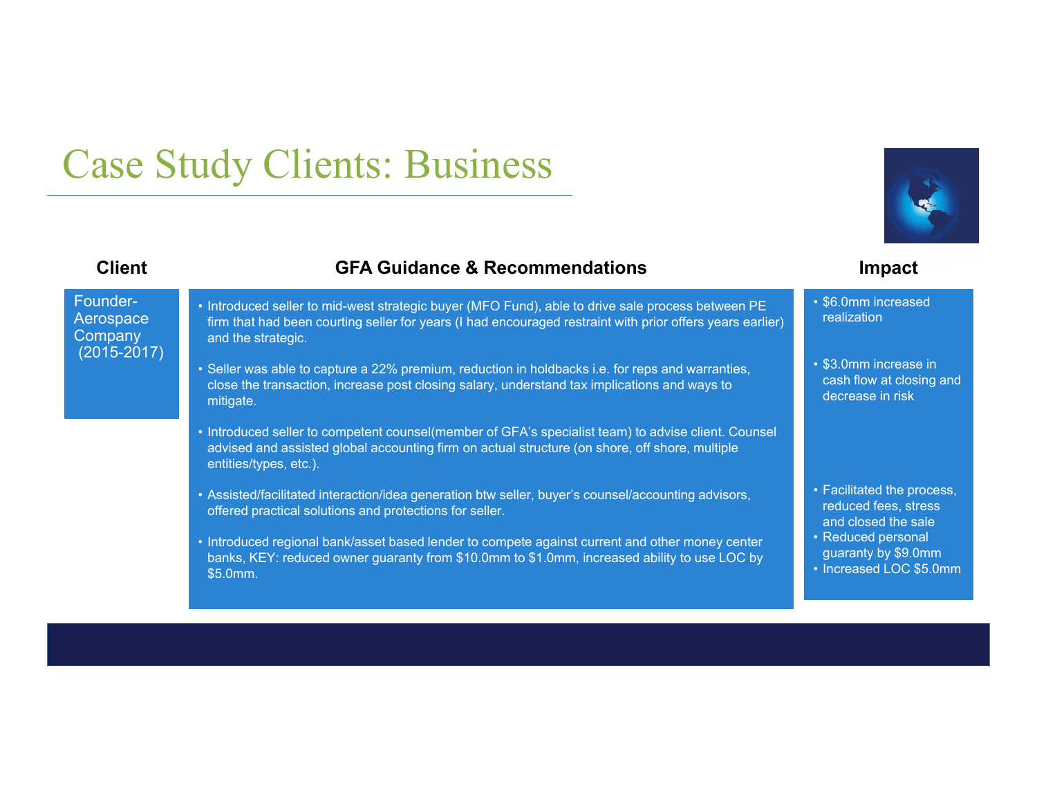# Case Study Clients: Business

| Client | GFA Guidance & Recommendations | Impact |
|---|---|---|
| Founder-Aerospace Company (2015-2017) | • Introduced seller to mid-west strategic buyer (MFO Fund), able to drive sale process between PE firm that had been courting seller for years (I had encouraged restraint with prior offers years earlier) and the strategic.<br><br>• Seller was able to capture a 22% premium, reduction in holdbacks i.e. for reps and warranties, close the transaction, increase post closing salary, understand tax implications and ways to mitigate.<br><br>• Introduced seller to competent counsel(member of GFA's specialist team) to advise client. Counsel advised and assisted global accounting firm on actual structure (on shore, off shore, multiple entities/types, etc.).<br><br>• Assisted/facilitated interaction/idea generation btw seller, buyer's counsel/accounting advisors, offered practical solutions and protections for seller.<br><br>• Introduced regional bank/asset based lender to compete against current and other money center banks, KEY: reduced owner guaranty from \$10.0mm to \$1.0mm, increased ability to use LOC by \$5.0mm. | • \$6.0mm increased realization<br><br>• \$3.0mm increase in cash flow at closing and decrease in risk<br><br>• Facilitated the process, reduced fees, stress and closed the sale<br>• Reduced personal guaranty by \$9.0mm<br>• Increased LOC \$5.0mm |